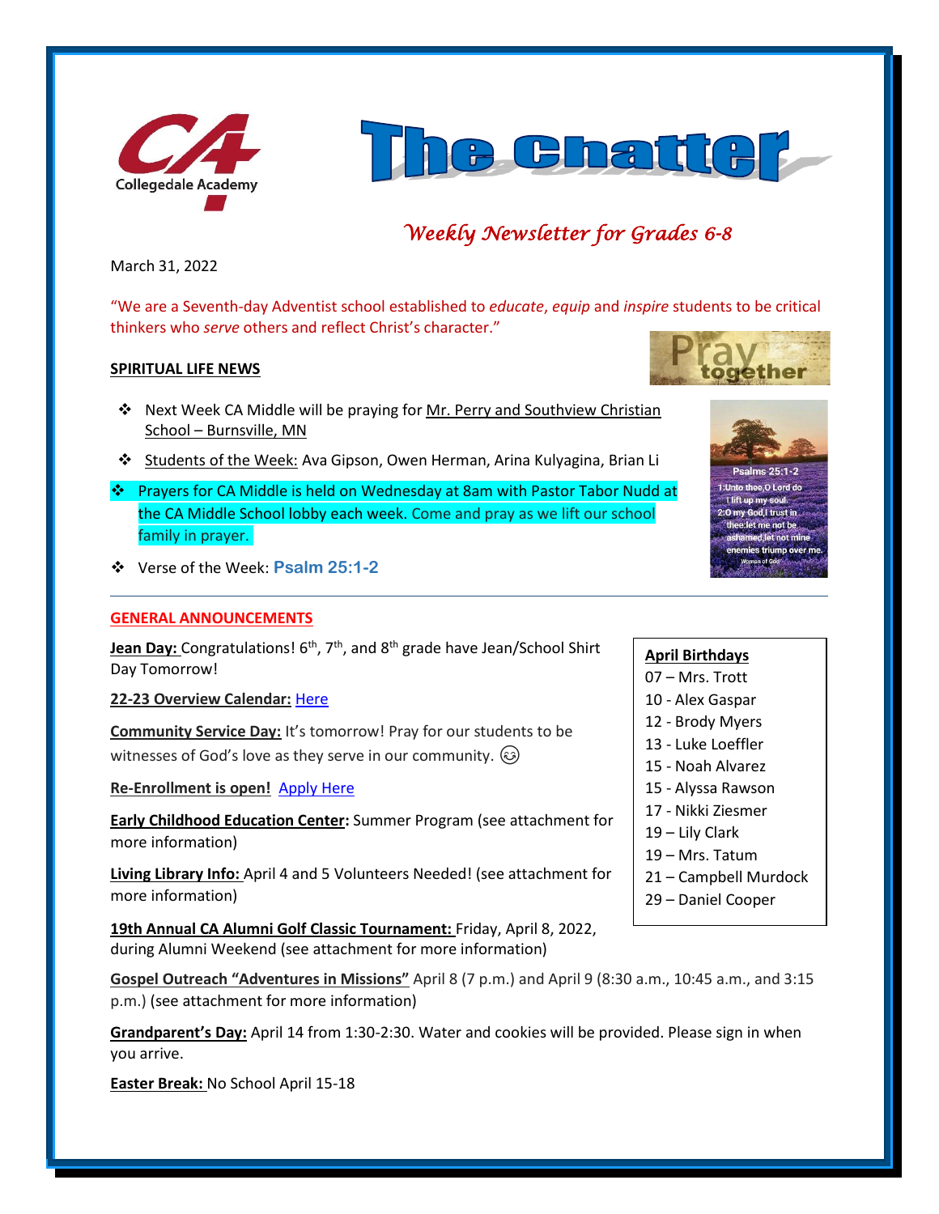Collegedale Academy

# The Chatter

*Weekly Newsletter for Grades 6-8*

March 31, 2022

"We are a Seventh-day Adventist school established to *educate*, *equip* and *inspire* students to be critical thinkers who *serve* others and reflect Christ's character."

## SPIRITUAL LIFE NEWS

- Next Week CA Middle will be praying for Mr. Perry and Southview Christian School – Burnsville, MN
- Students of the Week: Ava Gipson, Owen Herman, Arina Kulyagina, Brian Li
- Prayers for CA Middle is held on Wednesday at 8am with Pastor Tabor Nudd at the CA Middle School lobby each week. Come and pray as we lift our school family in prayer.
- Verse of the Week: **Psalm 25:1-2**

## GENERAL ANNOUNCEMENTS

**Jean Day:** Congratulations! 6th, 7th, and 8th grade have Jean/School Shirt Day Tomorrow!

**22-23 Overview Calendar:** Here

**Community Service Day:** It's tomorrow! Pray for our students to be witnesses of God's love as they serve in our community. 😌

**Re-Enrollment is open!** Apply Here

**Early Childhood Education Center:** Summer Program (see attachment for more information)

**Living Library Info:** April 4 and 5 Volunteers Needed! (see attachment for more information)

**19th Annual CA Alumni Golf Classic Tournament:** Friday, April 8, 2022, during Alumni Weekend (see attachment for more information)

**Gospel Outreach "Adventures in Missions"** April 8 (7 p.m.) and April 9 (8:30 a.m., 10:45 a.m., and 3:15 p.m.) (see attachment for more information)

**Grandparent's Day:** April 14 from 1:30-2:30. Water and cookies will be provided. Please sign in when you arrive.

**Easter Break:** No School April 15-18

**April Birthdays**

07 – Mrs. Trott
10 - Alex Gaspar
12 - Brody Myers
13 - Luke Loeffler
15 - Noah Alvarez
15 - Alyssa Rawson
17 - Nikki Ziesmer
19 – Lily Clark
19 – Mrs. Tatum
21 – Campbell Murdock
29 – Daniel Cooper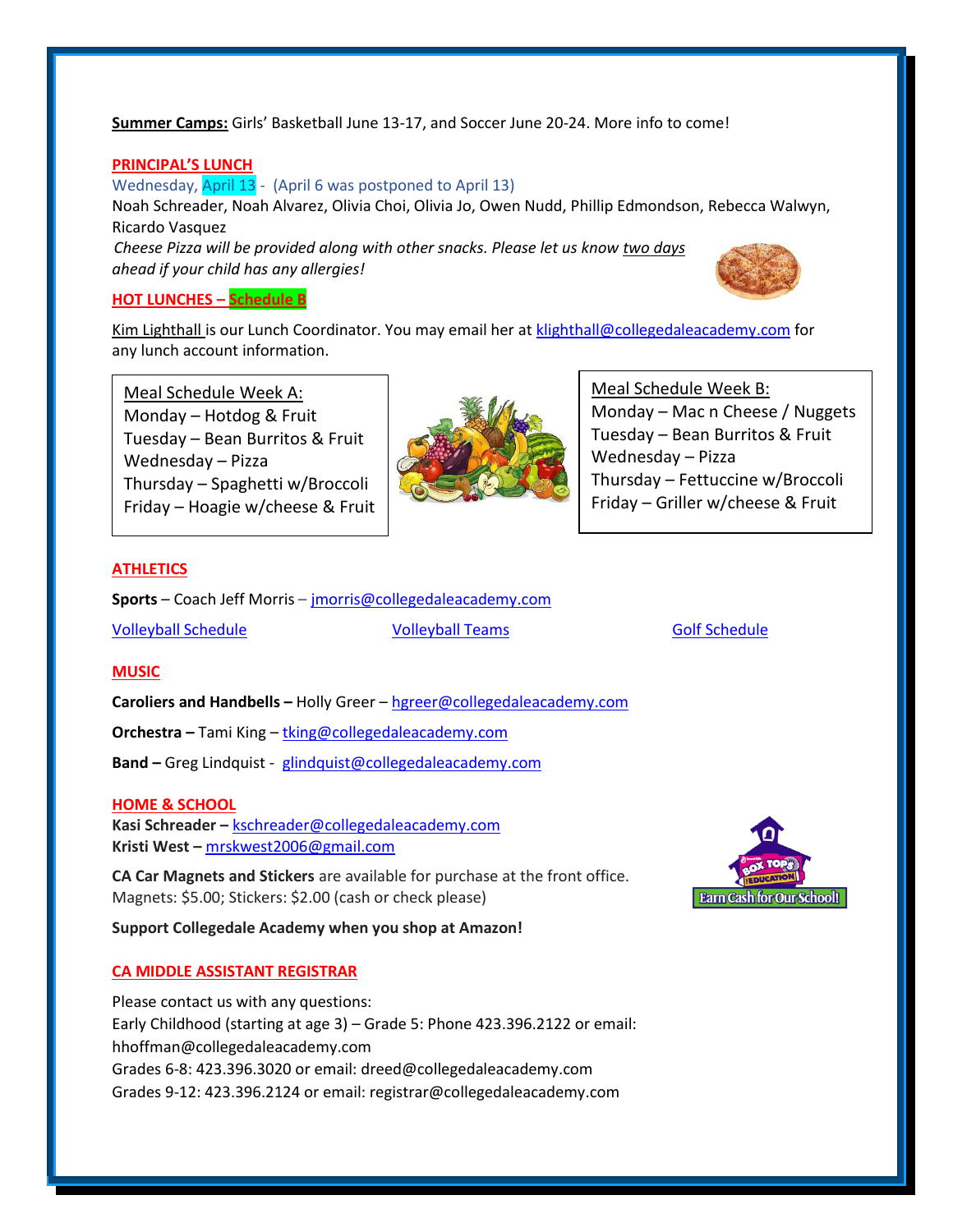**Summer Camps:** Girls' Basketball June 13-17, and Soccer June 20-24. More info to come!

## PRINCIPAL'S LUNCH

Wednesday, April 13 - (April 6 was postponed to April 13)

Noah Schreader, Noah Alvarez, Olivia Choi, Olivia Jo, Owen Nudd, Phillip Edmondson, Rebecca Walwyn, Ricardo Vasquez

*Cheese Pizza will be provided along with other snacks. Please let us know two days ahead if your child has any allergies!*

## HOT LUNCHES – Schedule B

Kim Lighthall is our Lunch Coordinator. You may email her at klighthall@collegedaleacademy.com for any lunch account information.

Meal Schedule Week A:
- Monday – Hotdog & Fruit
- Tuesday – Bean Burritos & Fruit
- Wednesday – Pizza
- Thursday – Spaghetti w/Broccoli
- Friday – Hoagie w/cheese & Fruit

Meal Schedule Week B:
- Monday – Mac n Cheese / Nuggets
- Tuesday – Bean Burritos & Fruit
- Wednesday – Pizza
- Thursday – Fettuccine w/Broccoli
- Friday – Griller w/cheese & Fruit

## ATHLETICS

**Sports** – Coach Jeff Morris – jmorris@collegedaleacademy.com

Volleyball Schedule    Volleyball Teams    Golf Schedule

## MUSIC

**Caroliers and Handbells –** Holly Greer – hgreer@collegedaleacademy.com

**Orchestra –** Tami King – tking@collegedaleacademy.com

**Band –** Greg Lindquist - glindquist@collegedaleacademy.com

## HOME & SCHOOL

**Kasi Schreader –** kschreader@collegedaleacademy.com
**Kristi West –** mrskwest2006@gmail.com

**CA Car Magnets and Stickers** are available for purchase at the front office. Magnets: $5.00; Stickers: $2.00 (cash or check please)

**Support Collegedale Academy when you shop at Amazon!**

## CA MIDDLE ASSISTANT REGISTRAR

Please contact us with any questions:
Early Childhood (starting at age 3) – Grade 5: Phone 423.396.2122 or email: hhoffman@collegedaleacademy.com
Grades 6-8: 423.396.3020 or email: dreed@collegedaleacademy.com
Grades 9-12: 423.396.2124 or email: registrar@collegedaleacademy.com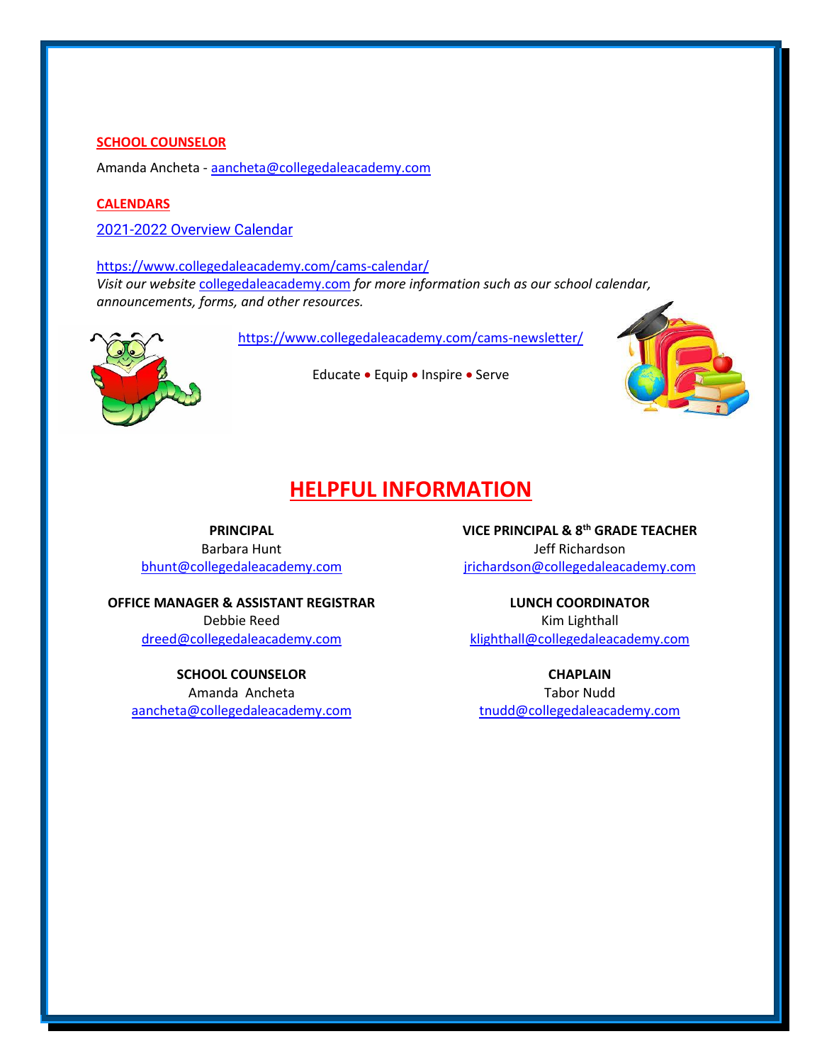**SCHOOL COUNSELOR**

Amanda Ancheta - aancheta@collegedaleacademy.com

**CALENDARS**

2021-2022 Overview Calendar

https://www.collegedaleacademy.com/cams-calendar/

*Visit our website* collegedaleacademy.com *for more information such as our school calendar, announcements, forms, and other resources.*

https://www.collegedaleacademy.com/cams-newsletter/

Educate • Equip • Inspire • Serve

# HELPFUL INFORMATION

**PRINCIPAL**
Barbara Hunt
bhunt@collegedaleacademy.com

**VICE PRINCIPAL & 8th GRADE TEACHER**
Jeff Richardson
jrichardson@collegedaleacademy.com

**OFFICE MANAGER & ASSISTANT REGISTRAR**
Debbie Reed
dreed@collegedaleacademy.com

**LUNCH COORDINATOR**
Kim Lighthall
klighthall@collegedaleacademy.com

**SCHOOL COUNSELOR**
Amanda Ancheta
aancheta@collegedaleacademy.com

**CHAPLAIN**
Tabor Nudd
tnudd@collegedaleacademy.com